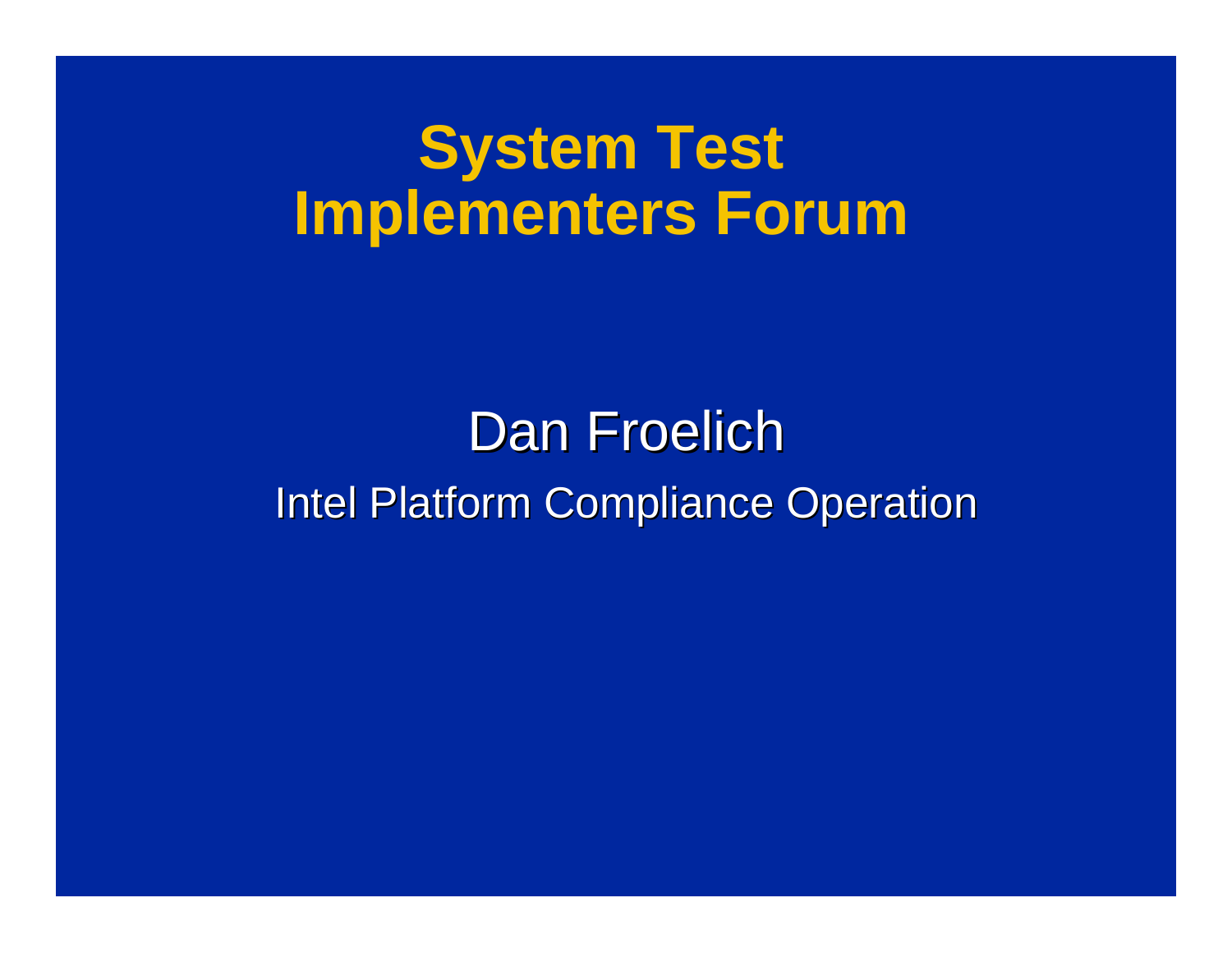# System Test Implementers Forum

Dan Froelich

Intel Platform Compliance Operation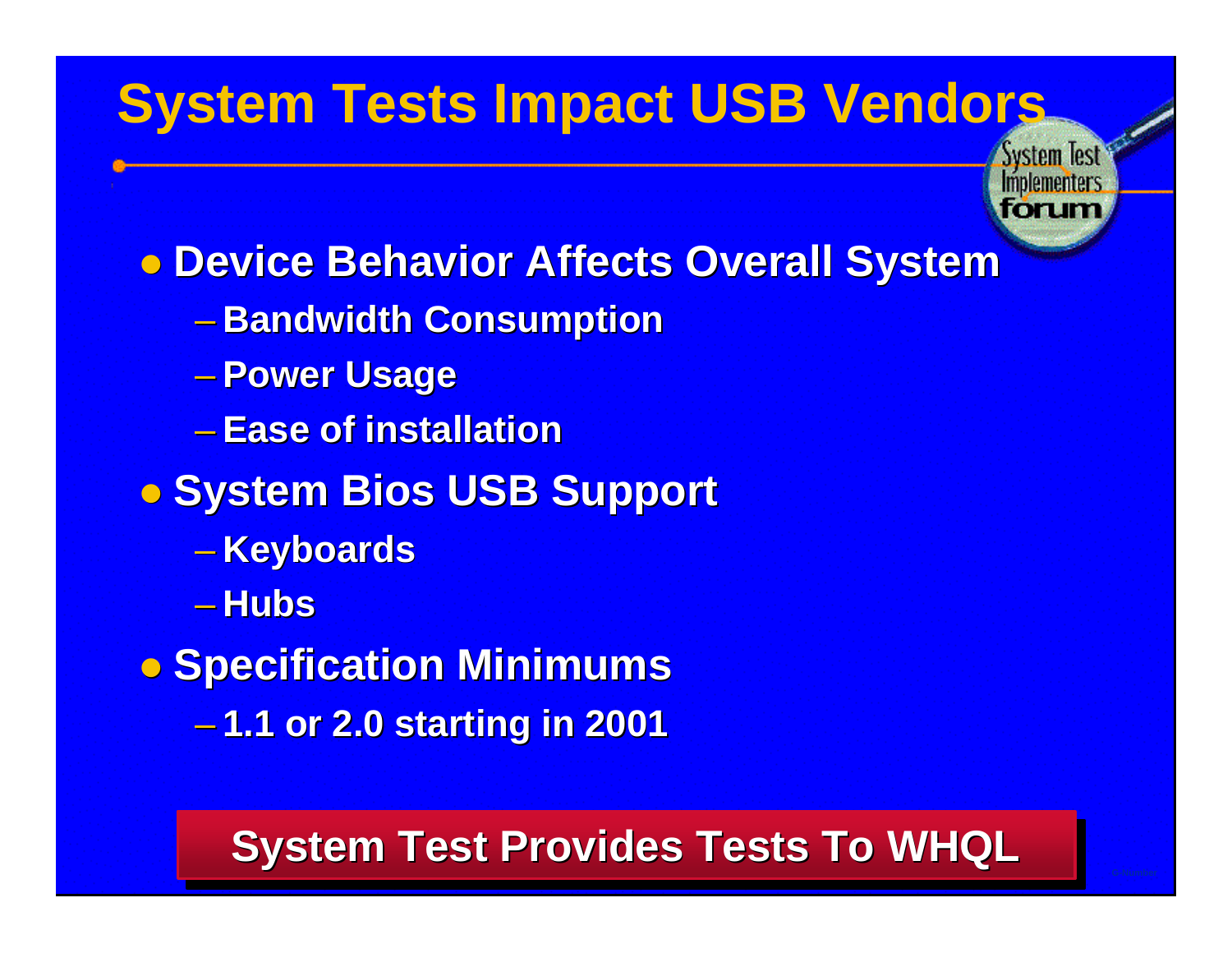# System Tests Impact USB Vendors

- **Device Behavior Affects Overall System**
  - Bandwidth Consumption
  - Power Usage
  - Ease of installation
- **System Bios USB Support**
  - Keyboards
  - Hubs
- **Specification Minimums**
  - 1.1 or 2.0 starting in 2001

**System Test Provides Tests To WHQL**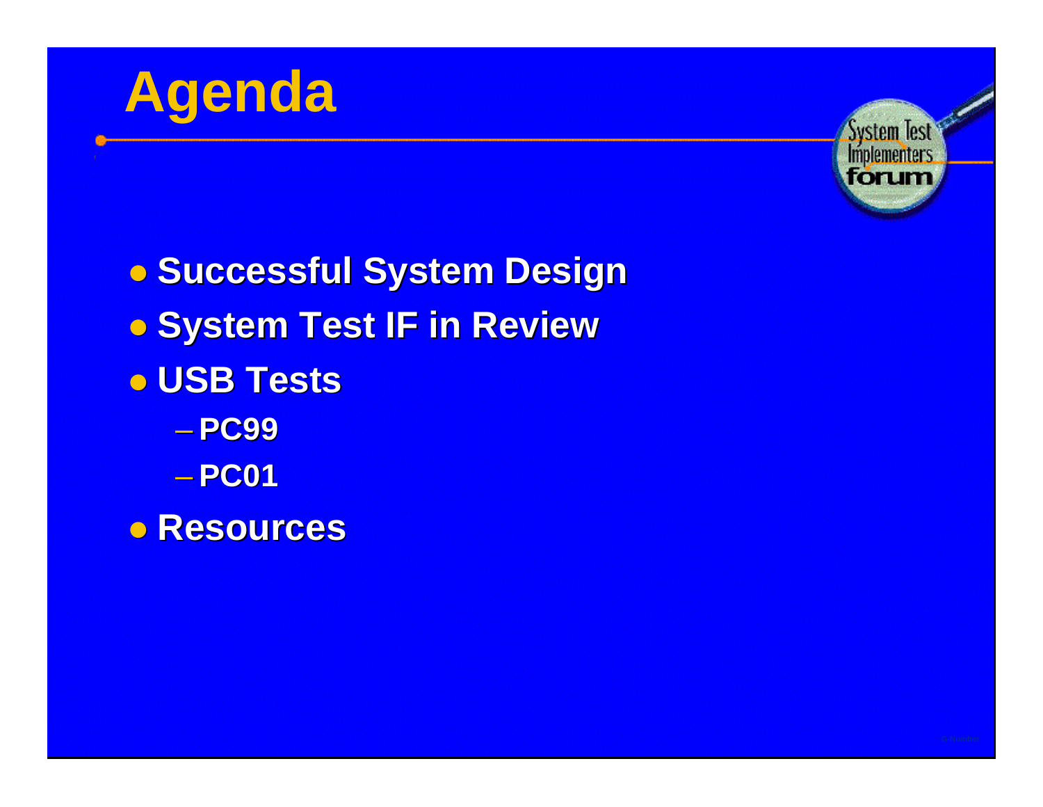# Agenda

- Successful System Design
- System Test IF in Review
- USB Tests
  - PC99
  - PC01
- Resources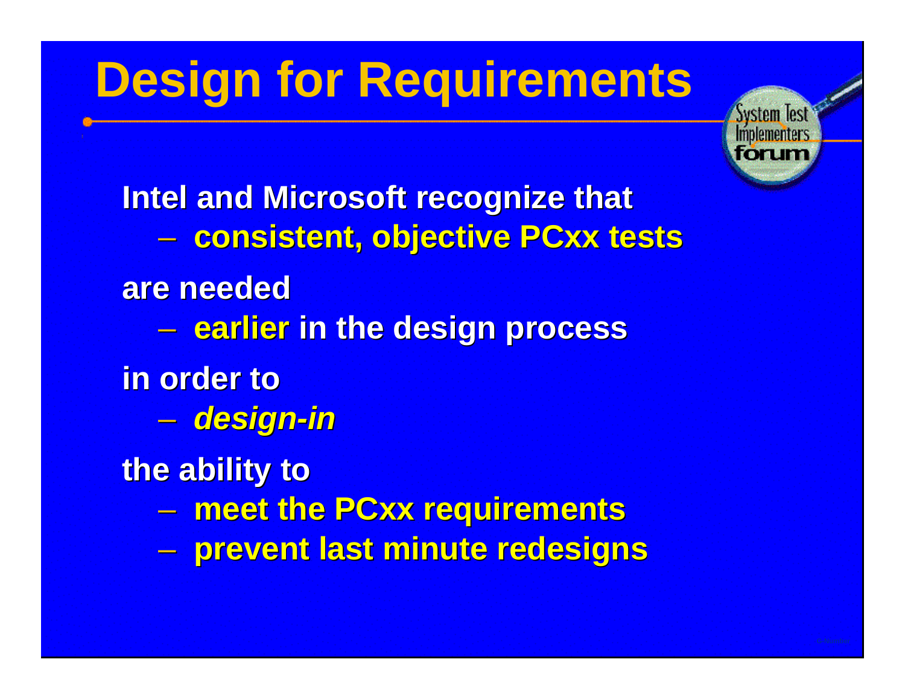# Design for Requirements

Intel and Microsoft recognize that

- consistent, objective PCxx tests

are needed

- earlier in the design process

in order to

- *design-in*

the ability to

- meet the PCxx requirements
- prevent last minute redesigns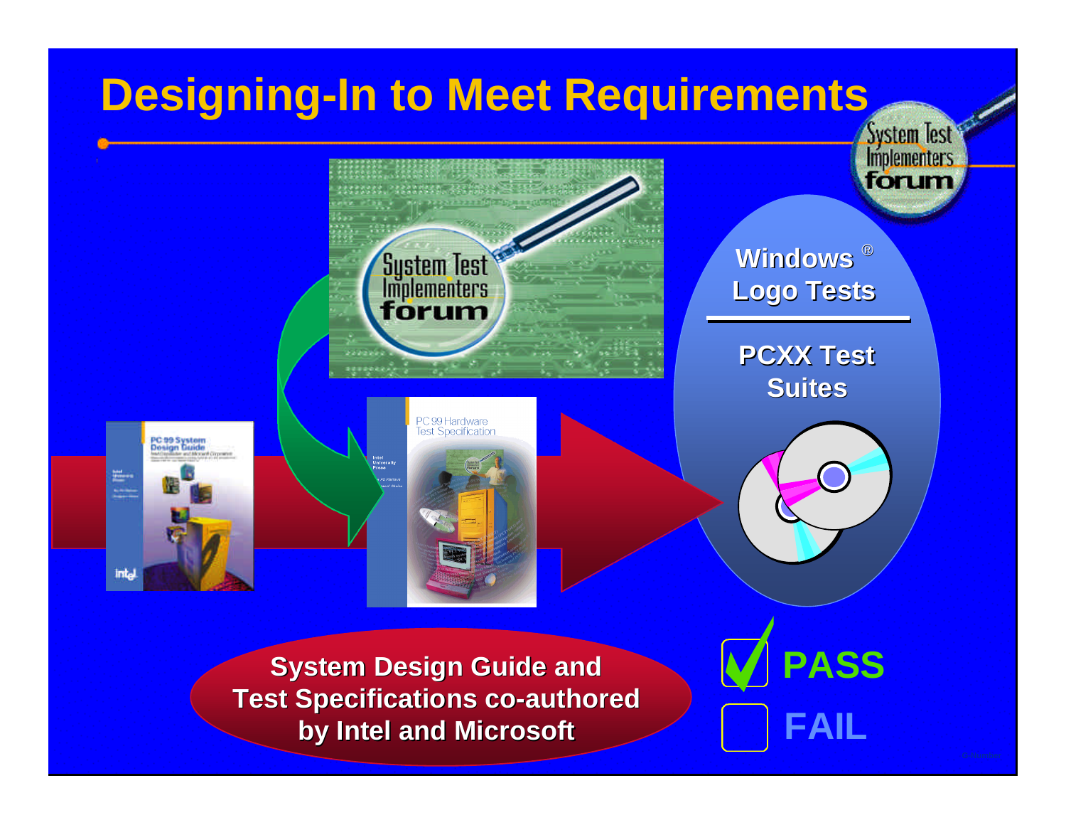# Designing-In to Meet Requirements

Windows ® Logo Tests

PCXX Test Suites

System Design Guide and Test Specifications co-authored by Intel and Microsoft

☑ PASS

☐ FAIL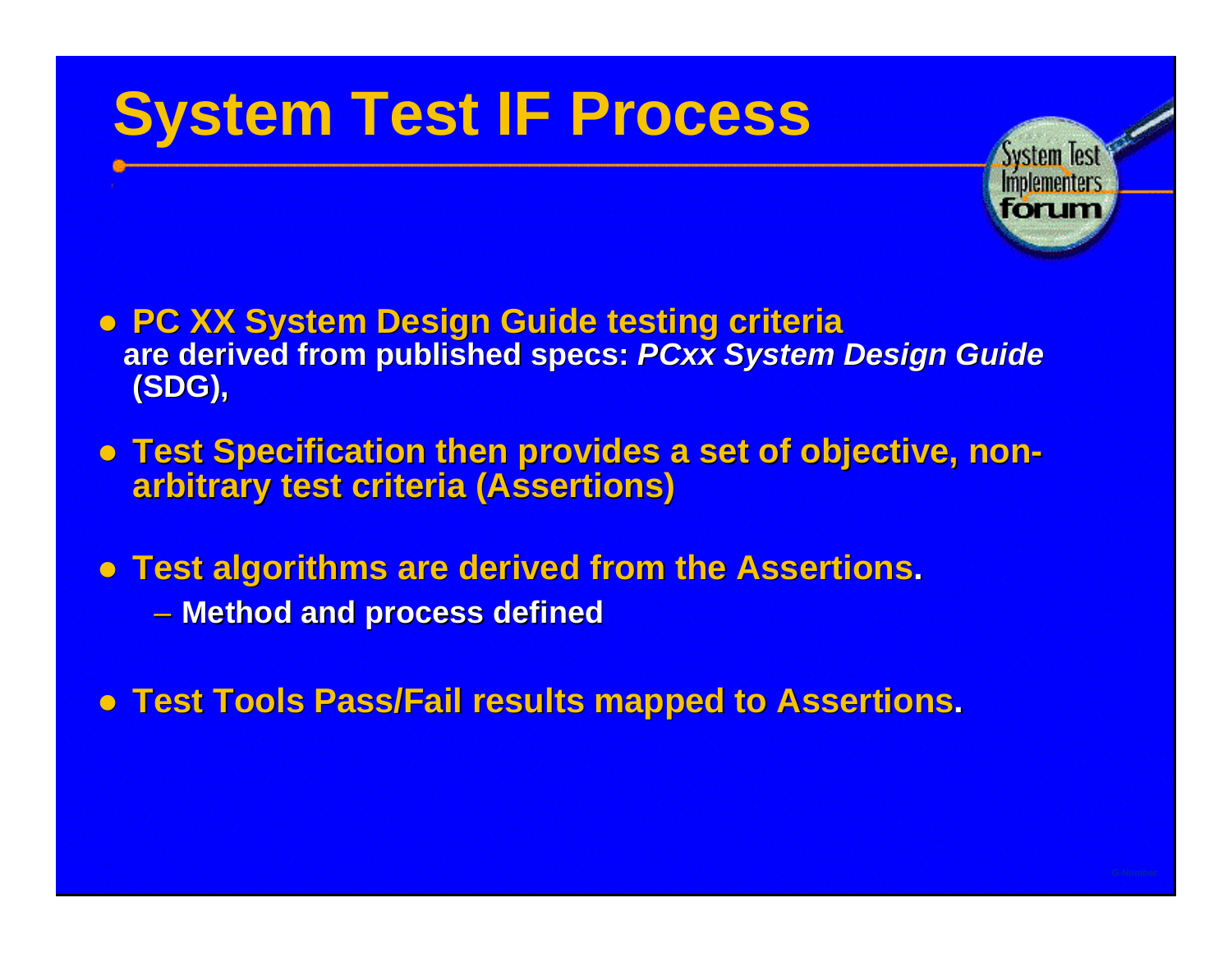# System Test IF Process

- **PC XX System Design Guide testing criteria are derived from published specs: *PCxx System Design Guide* (SDG),**
- **Test Specification then provides a set of objective, non-arbitrary test criteria (Assertions)**
- **Test algorithms are derived from the Assertions.**
  - **Method and process defined**
- **Test Tools Pass/Fail results mapped to Assertions.**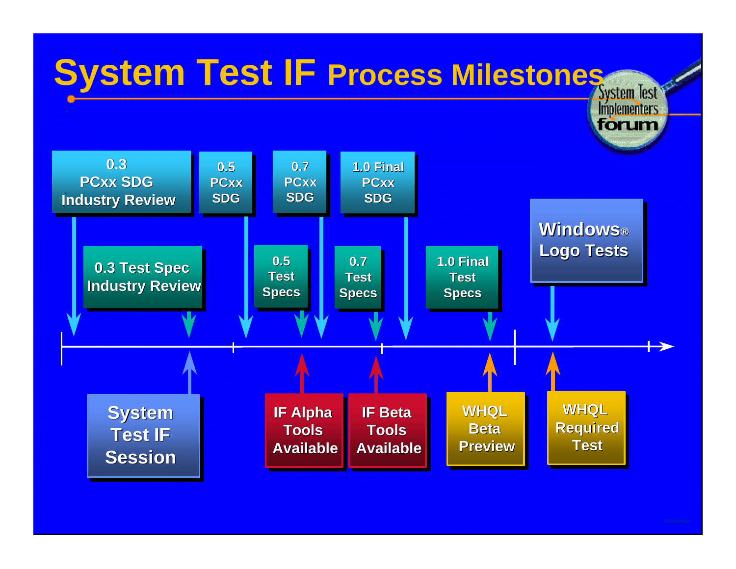# System Test IF Process Milestones

System Test Implementers forum

- 0.3 PCxx SDG Industry Review
- 0.5 PCxx SDG
- 0.7 PCxx SDG
- 1.0 Final PCxx SDG
- Windows® Logo Tests
- 0.3 Test Spec Industry Review
- 0.5 Test Specs
- 0.7 Test Specs
- 1.0 Final Test Specs
- System Test IF Session
- IF Alpha Tools Available
- IF Beta Tools Available
- WHQL Beta Preview
- WHQL Required Test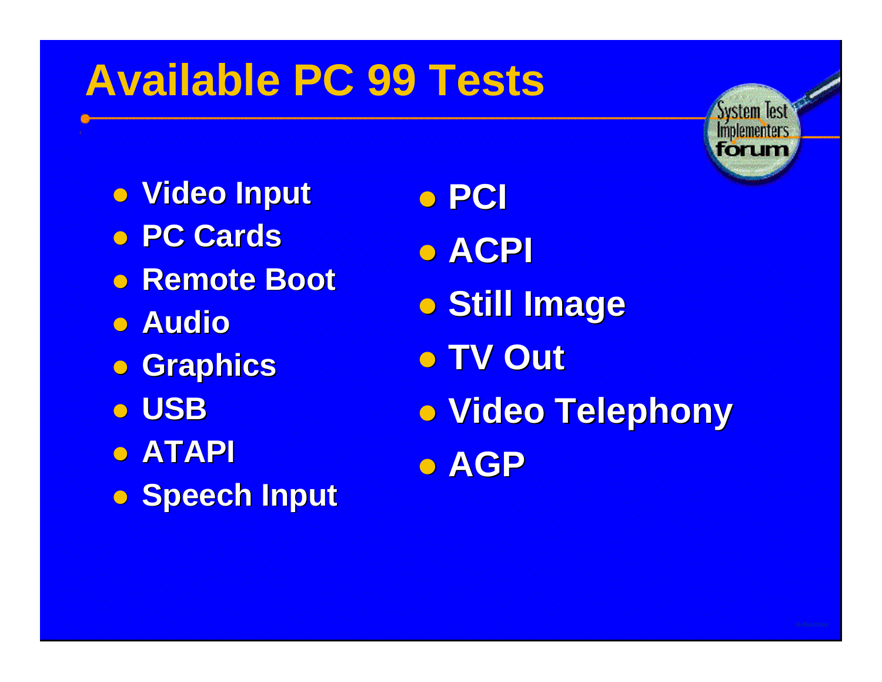# Available PC 99 Tests

- Video Input
- PC Cards
- Remote Boot
- Audio
- Graphics
- USB
- ATAPI
- Speech Input
- PCI
- ACPI
- Still Image
- TV Out
- Video Telephony
- AGP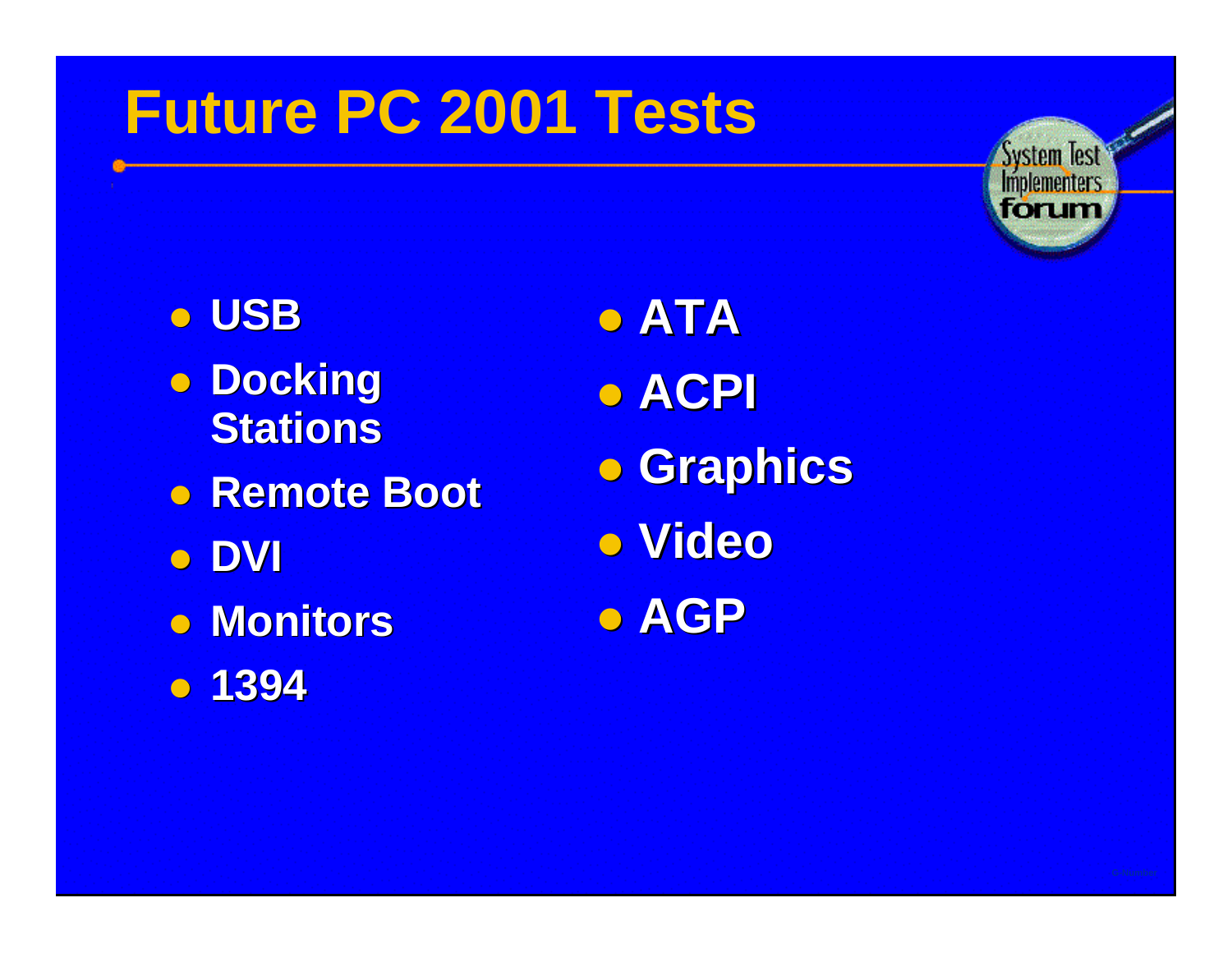# Future PC 2001 Tests

- USB
- Docking Stations
- Remote Boot
- DVI
- Monitors
- 1394
- ATA
- ACPI
- Graphics
- Video
- AGP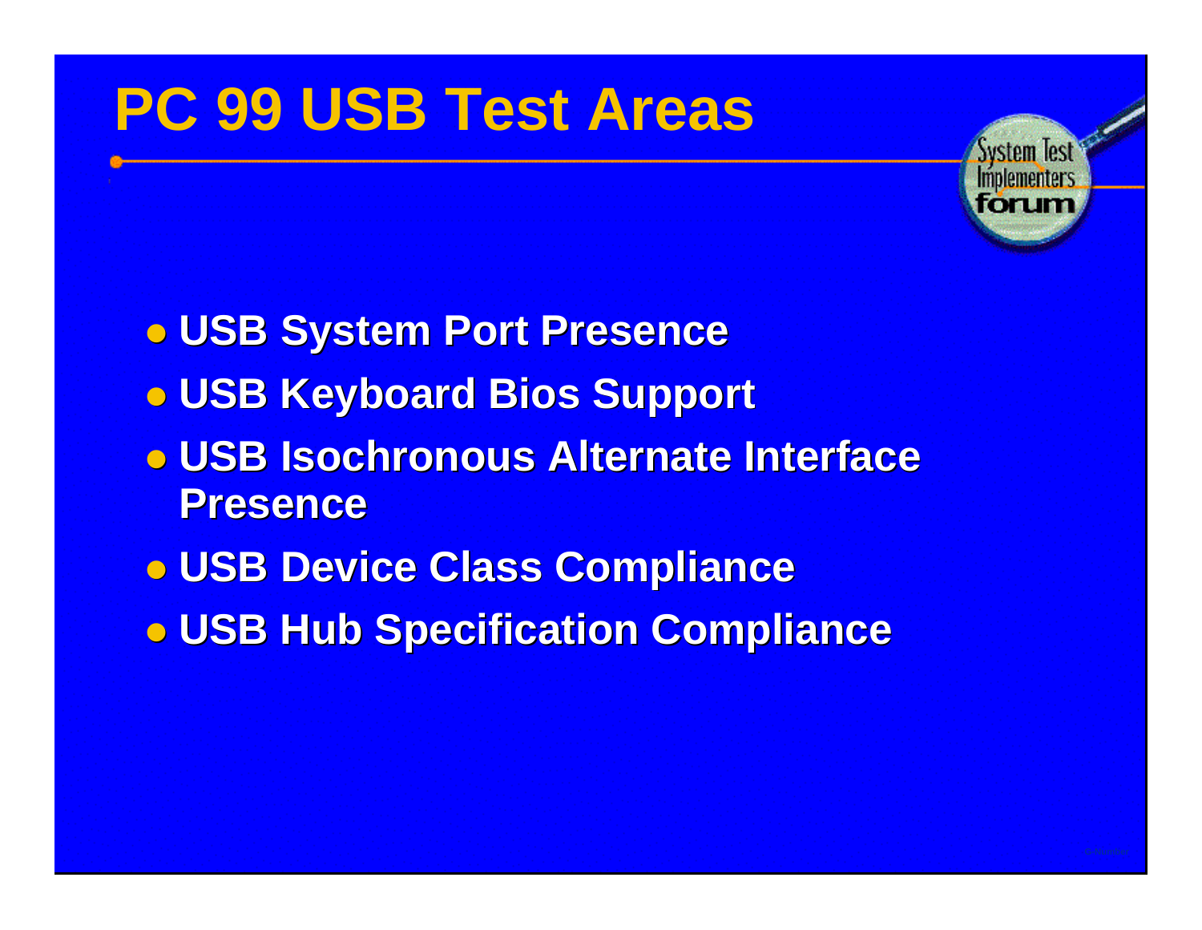# PC 99 USB Test Areas

- USB System Port Presence
- USB Keyboard Bios Support
- USB Isochronous Alternate Interface Presence
- USB Device Class Compliance
- USB Hub Specification Compliance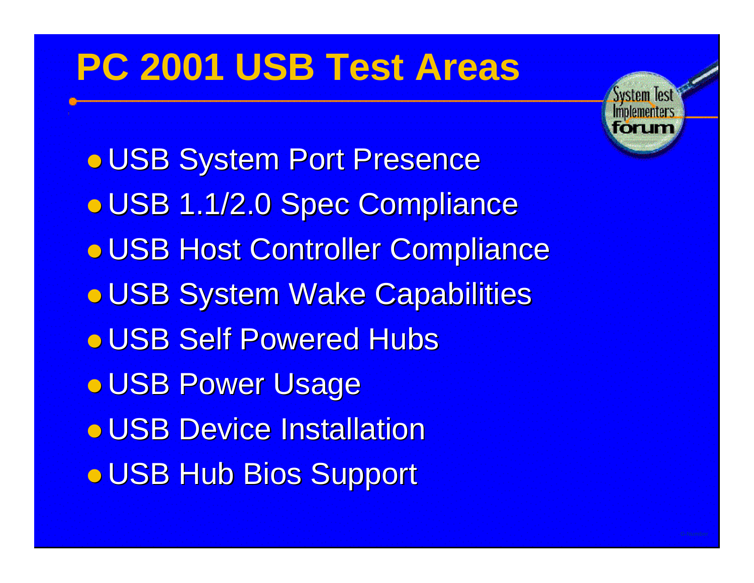# PC 2001 USB Test Areas

- USB System Port Presence
- USB 1.1/2.0 Spec Compliance
- USB Host Controller Compliance
- USB System Wake Capabilities
- USB Self Powered Hubs
- USB Power Usage
- USB Device Installation
- USB Hub Bios Support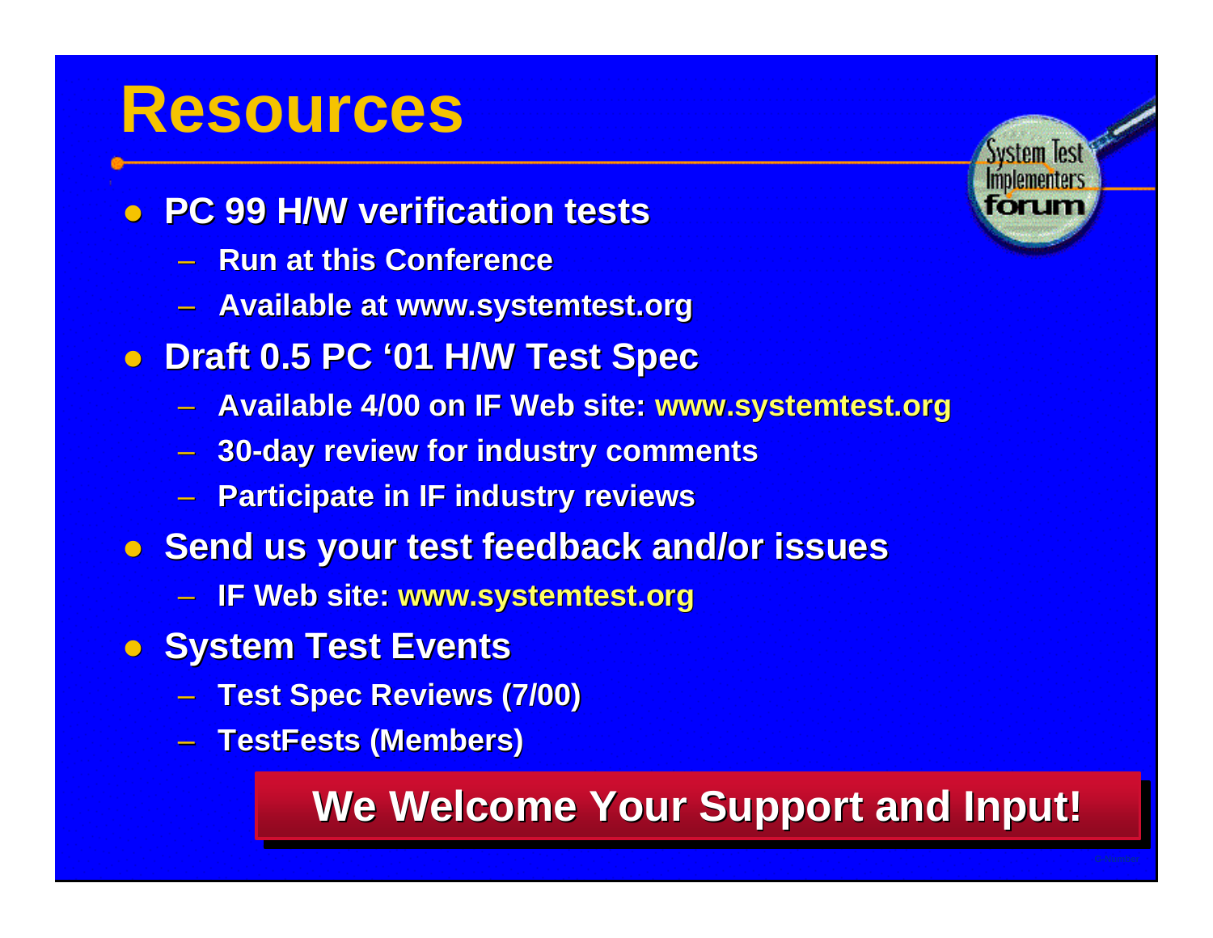# Resources

- PC 99 H/W verification tests
  - Run at this Conference
  - Available at www.systemtest.org
- Draft 0.5 PC '01 H/W Test Spec
  - Available 4/00 on IF Web site: www.systemtest.org
  - 30-day review for industry comments
  - Participate in IF industry reviews
- Send us your test feedback and/or issues
  - IF Web site: www.systemtest.org
- System Test Events
  - Test Spec Reviews (7/00)
  - TestFests (Members)

**We Welcome Your Support and Input!**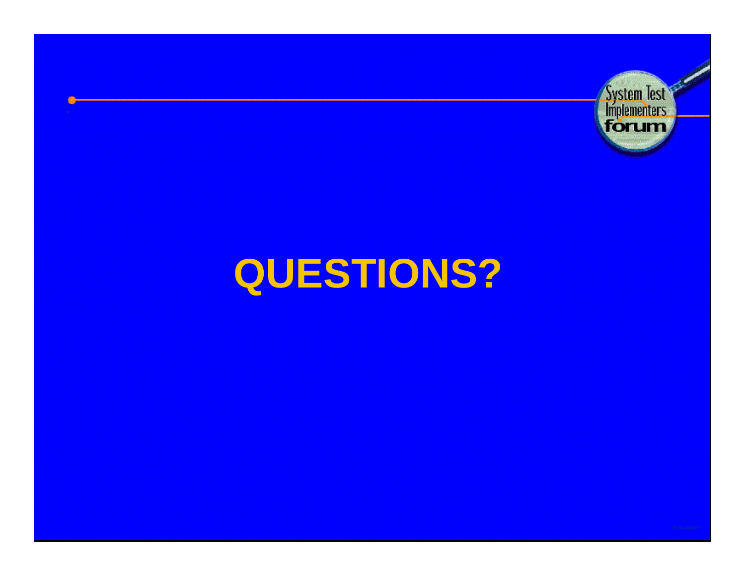# QUESTIONS?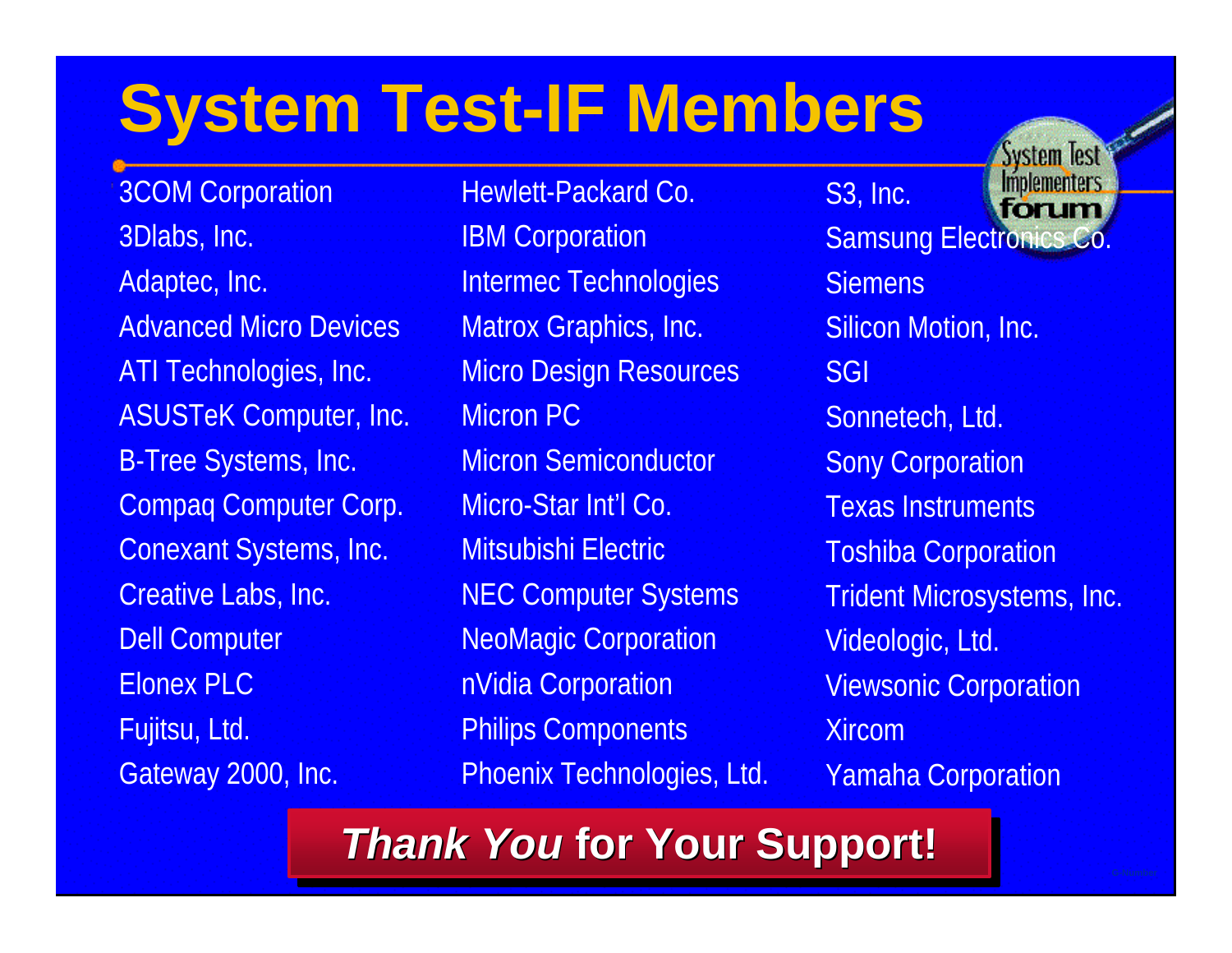# System Test-IF Members

- 3COM Corporation
- 3Dlabs, Inc.
- Adaptec, Inc.
- Advanced Micro Devices
- ATI Technologies, Inc.
- ASUSTeK Computer, Inc.
- B-Tree Systems, Inc.
- Compaq Computer Corp.
- Conexant Systems, Inc.
- Creative Labs, Inc.
- Dell Computer
- Elonex PLC
- Fujitsu, Ltd.
- Gateway 2000, Inc.
- Hewlett-Packard Co.
- IBM Corporation
- Intermec Technologies
- Matrox Graphics, Inc.
- Micro Design Resources
- Micron PC
- Micron Semiconductor
- Micro-Star Int'l Co.
- Mitsubishi Electric
- NEC Computer Systems
- NeoMagic Corporation
- nVidia Corporation
- Philips Components
- Phoenix Technologies, Ltd.
- S3, Inc.
- Samsung Electronics Co.
- Siemens
- Silicon Motion, Inc.
- SGI
- Sonnetech, Ltd.
- Sony Corporation
- Texas Instruments
- Toshiba Corporation
- Trident Microsystems, Inc.
- Videologic, Ltd.
- Viewsonic Corporation
- Xircom
- Yamaha Corporation

***Thank You* for Your Support!**